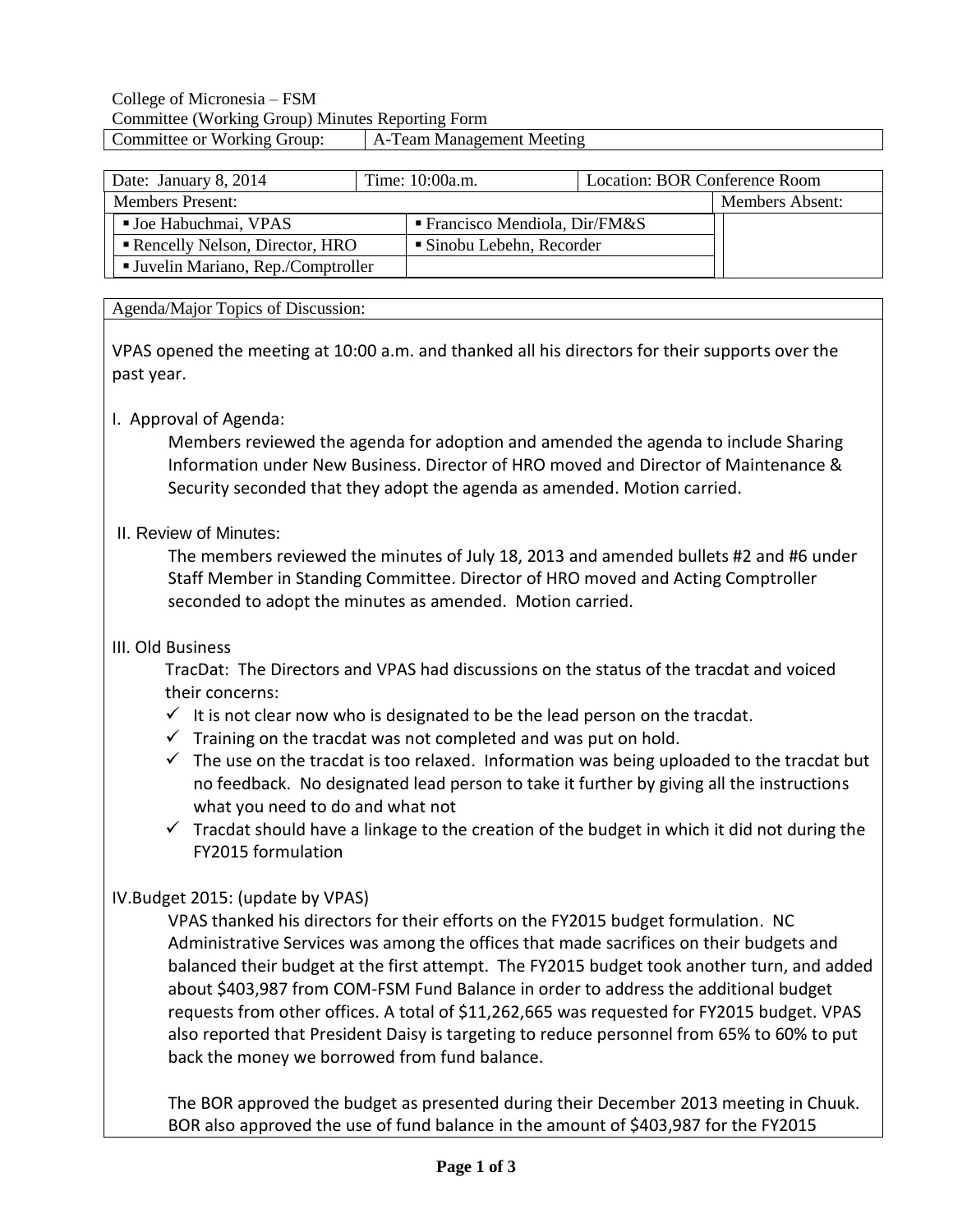College of Micronesia – FSM
Committee (Working Group) Minutes Reporting Form

| Committee or Working Group: | A-Team Management Meeting |
|---|---|

| Date: January 8, 2014 | Time: 10:00a.m. | Location: BOR Conference Room |
|---|---|---|

| Members Present: | | Members Absent: |
|---|---|---|
| ▪ Joe Habuchmai, VPAS | ▪ Francisco Mendiola, Dir/FM&S | |
| ▪ Rencelly Nelson, Director, HRO | ▪ Sinobu Lebehn, Recorder | |
| ▪ Juvelin Mariano, Rep./Comptroller | | |

Agenda/Major Topics of Discussion:

VPAS opened the meeting at 10:00 a.m. and thanked all his directors for their supports over the past year.

I. Approval of Agenda:

Members reviewed the agenda for adoption and amended the agenda to include Sharing Information under New Business. Director of HRO moved and Director of Maintenance & Security seconded that they adopt the agenda as amended. Motion carried.

II. Review of Minutes:

The members reviewed the minutes of July 18, 2013 and amended bullets #2 and #6 under Staff Member in Standing Committee. Director of HRO moved and Acting Comptroller seconded to adopt the minutes as amended. Motion carried.

III. Old Business

TracDat: The Directors and VPAS had discussions on the status of the tracdat and voiced their concerns:

- ✓ It is not clear now who is designated to be the lead person on the tracdat.
- ✓ Training on the tracdat was not completed and was put on hold.
- ✓ The use on the tracdat is too relaxed. Information was being uploaded to the tracdat but no feedback. No designated lead person to take it further by giving all the instructions what you need to do and what not
- ✓ Tracdat should have a linkage to the creation of the budget in which it did not during the FY2015 formulation

IV.Budget 2015: (update by VPAS)

VPAS thanked his directors for their efforts on the FY2015 budget formulation. NC Administrative Services was among the offices that made sacrifices on their budgets and balanced their budget at the first attempt. The FY2015 budget took another turn, and added about $403,987 from COM-FSM Fund Balance in order to address the additional budget requests from other offices. A total of $11,262,665 was requested for FY2015 budget. VPAS also reported that President Daisy is targeting to reduce personnel from 65% to 60% to put back the money we borrowed from fund balance.

The BOR approved the budget as presented during their December 2013 meeting in Chuuk. BOR also approved the use of fund balance in the amount of $403,987 for the FY2015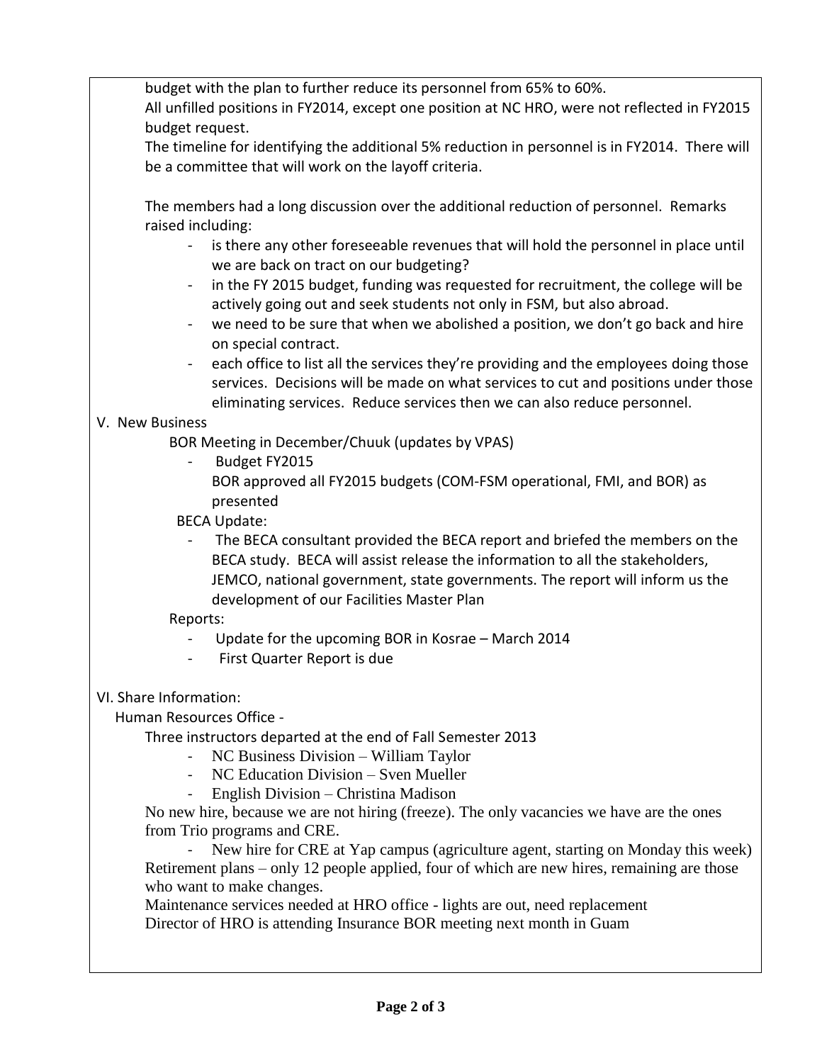budget with the plan to further reduce its personnel from 65% to 60%.

All unfilled positions in FY2014, except one position at NC HRO, were not reflected in FY2015 budget request.

The timeline for identifying the additional 5% reduction in personnel is in FY2014. There will be a committee that will work on the layoff criteria.

The members had a long discussion over the additional reduction of personnel. Remarks raised including:

- is there any other foreseeable revenues that will hold the personnel in place until we are back on tract on our budgeting?
- in the FY 2015 budget, funding was requested for recruitment, the college will be actively going out and seek students not only in FSM, but also abroad.
- we need to be sure that when we abolished a position, we don't go back and hire on special contract.
- each office to list all the services they're providing and the employees doing those services. Decisions will be made on what services to cut and positions under those eliminating services. Reduce services then we can also reduce personnel.

V. New Business

BOR Meeting in December/Chuuk (updates by VPAS)

- Budget FY2015

  BOR approved all FY2015 budgets (COM-FSM operational, FMI, and BOR) as presented

BECA Update:

- The BECA consultant provided the BECA report and briefed the members on the BECA study. BECA will assist release the information to all the stakeholders, JEMCO, national government, state governments. The report will inform us the development of our Facilities Master Plan

Reports:

- Update for the upcoming BOR in Kosrae – March 2014
- First Quarter Report is due

VI. Share Information:

Human Resources Office -

Three instructors departed at the end of Fall Semester 2013

- NC Business Division – William Taylor
- NC Education Division – Sven Mueller
- English Division – Christina Madison

No new hire, because we are not hiring (freeze). The only vacancies we have are the ones from Trio programs and CRE.

- New hire for CRE at Yap campus (agriculture agent, starting on Monday this week)

Retirement plans – only 12 people applied, four of which are new hires, remaining are those who want to make changes.

Maintenance services needed at HRO office - lights are out, need replacement

Director of HRO is attending Insurance BOR meeting next month in Guam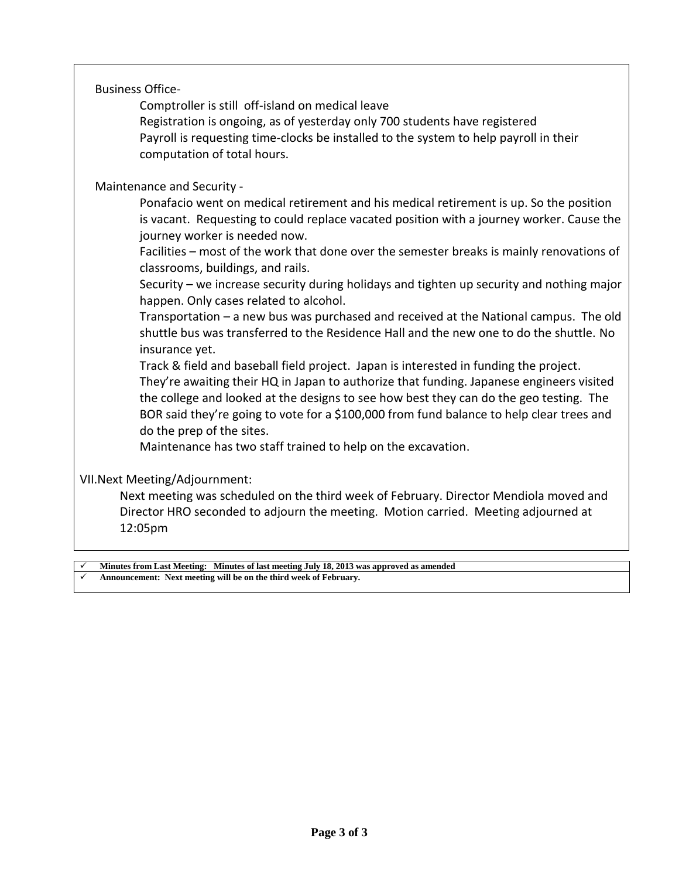Business Office-

Comptroller is still  off-island on medical leave

Registration is ongoing, as of yesterday only 700 students have registered

Payroll is requesting time-clocks be installed to the system to help payroll in their computation of total hours.

Maintenance and Security -

Ponafacio went on medical retirement and his medical retirement is up. So the position is vacant.  Requesting to could replace vacated position with a journey worker. Cause the journey worker is needed now.

Facilities – most of the work that done over the semester breaks is mainly renovations of classrooms, buildings, and rails.

Security – we increase security during holidays and tighten up security and nothing major happen. Only cases related to alcohol.

Transportation – a new bus was purchased and received at the National campus.  The old shuttle bus was transferred to the Residence Hall and the new one to do the shuttle. No insurance yet.

Track & field and baseball field project.  Japan is interested in funding the project. They're awaiting their HQ in Japan to authorize that funding. Japanese engineers visited the college and looked at the designs to see how best they can do the geo testing.  The BOR said they're going to vote for a $100,000 from fund balance to help clear trees and do the prep of the sites.

Maintenance has two staff trained to help on the excavation.

VII.Next Meeting/Adjournment:

Next meeting was scheduled on the third week of February. Director Mendiola moved and Director HRO seconded to adjourn the meeting.  Motion carried.  Meeting adjourned at 12:05pm

- ✓ **Minutes from Last Meeting:   Minutes of last meeting July 18, 2013 was approved as amended**
- ✓ **Announcement:  Next meeting will be on the third week of February.**